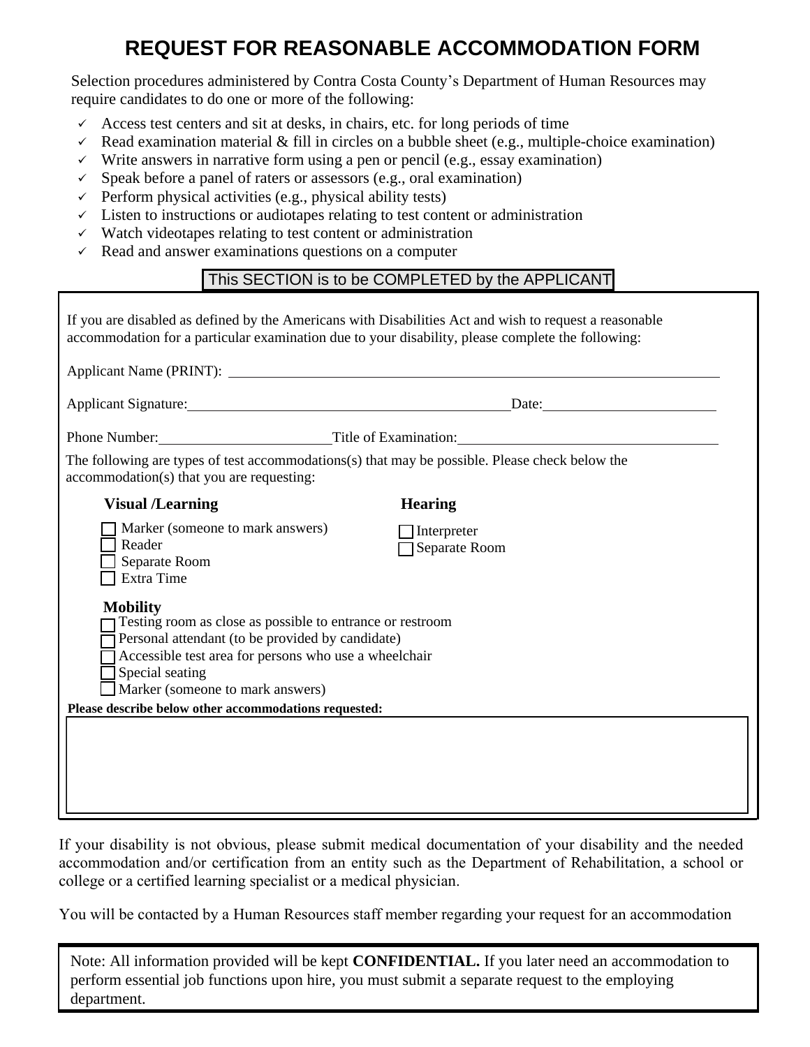# REQUEST FOR REASONABLE ACCOMMODATION FORM

Selection procedures administered by Contra Costa County's Department of Human Resources may require candidates to do one or more of the following:

- ✓ Access test centers and sit at desks, in chairs, etc. for long periods of time
- ✓ Read examination material & fill in circles on a bubble sheet (e.g., multiple-choice examination)
- ✓ Write answers in narrative form using a pen or pencil (e.g., essay examination)
- ✓ Speak before a panel of raters or assessors (e.g., oral examination)
- ✓ Perform physical activities (e.g., physical ability tests)
- ✓ Listen to instructions or audiotapes relating to test content or administration
- ✓ Watch videotapes relating to test content or administration
- ✓ Read and answer examinations questions on a computer

**This SECTION is to be COMPLETED by the APPLICANT**

If you are disabled as defined by the Americans with Disabilities Act and wish to request a reasonable accommodation for a particular examination due to your disability, please complete the following:

Applicant Name (PRINT): ______________________________

Applicant Signature: ______________________________ Date: ______________

Phone Number: ______________ Title of Examination: ______________________

The following are types of test accommodations(s) that may be possible. Please check below the accommodation(s) that you are requesting:

**Visual /Learning**

- ☐ Marker (someone to mark answers)
- ☐ Reader
- ☐ Separate Room
- ☐ Extra Time

**Hearing**

- ☐ Interpreter
- ☐ Separate Room

**Mobility**

- ☐ Testing room as close as possible to entrance or restroom
- ☐ Personal attendant (to be provided by candidate)
- ☐ Accessible test area for persons who use a wheelchair
- ☐ Special seating
- ☐ Marker (someone to mark answers)

**Please describe below other accommodations requested:**

If your disability is not obvious, please submit medical documentation of your disability and the needed accommodation and/or certification from an entity such as the Department of Rehabilitation, a school or college or a certified learning specialist or a medical physician.

You will be contacted by a Human Resources staff member regarding your request for an accommodation

Note: All information provided will be kept **CONFIDENTIAL.** If you later need an accommodation to perform essential job functions upon hire, you must submit a separate request to the employing department.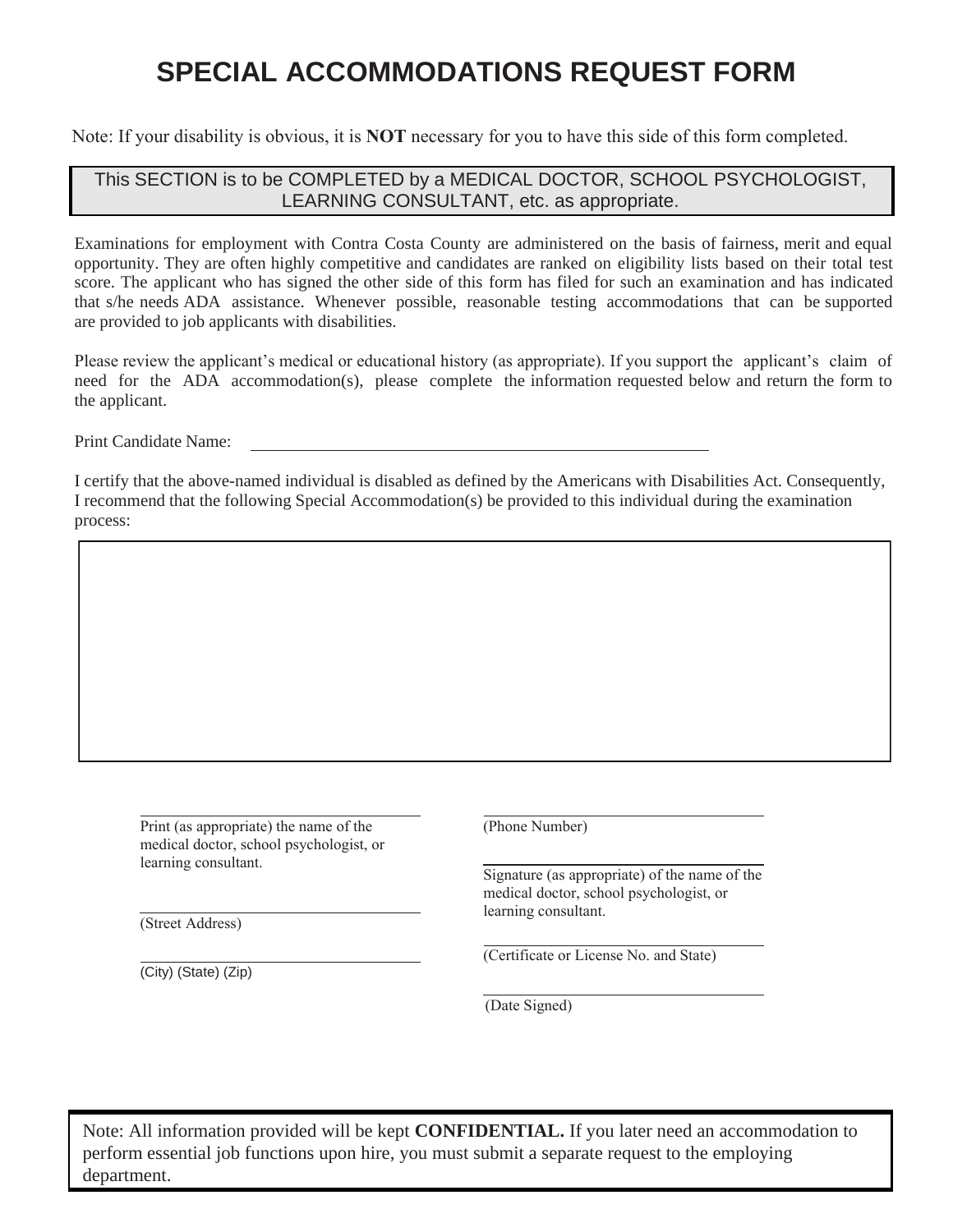# SPECIAL ACCOMMODATIONS REQUEST FORM

Note: If your disability is obvious, it is **NOT** necessary for you to have this side of this form completed.

This SECTION is to be COMPLETED by a MEDICAL DOCTOR, SCHOOL PSYCHOLOGIST, LEARNING CONSULTANT, etc. as appropriate.

Examinations for employment with Contra Costa County are administered on the basis of fairness, merit and equal opportunity. They are often highly competitive and candidates are ranked on eligibility lists based on their total test score. The applicant who has signed the other side of this form has filed for such an examination and has indicated that s/he needs ADA assistance. Whenever possible, reasonable testing accommodations that can be supported are provided to job applicants with disabilities.

Please review the applicant's medical or educational history (as appropriate). If you support the applicant's claim of need for the ADA accommodation(s), please complete the information requested below and return the form to the applicant.

Print Candidate Name: ______________________________

I certify that the above-named individual is disabled as defined by the Americans with Disabilities Act. Consequently, I recommend that the following Special Accommodation(s) be provided to this individual during the examination process:

______________________________
Print (as appropriate) the name of the medical doctor, school psychologist, or learning consultant.

______________________________
(Street Address)

______________________________
(City) (State) (Zip)

______________________________
(Phone Number)

______________________________
Signature (as appropriate) of the name of the medical doctor, school psychologist, or learning consultant.

______________________________
(Certificate or License No. and State)

______________________________
(Date Signed)

Note: All information provided will be kept **CONFIDENTIAL.** If you later need an accommodation to perform essential job functions upon hire, you must submit a separate request to the employing department.